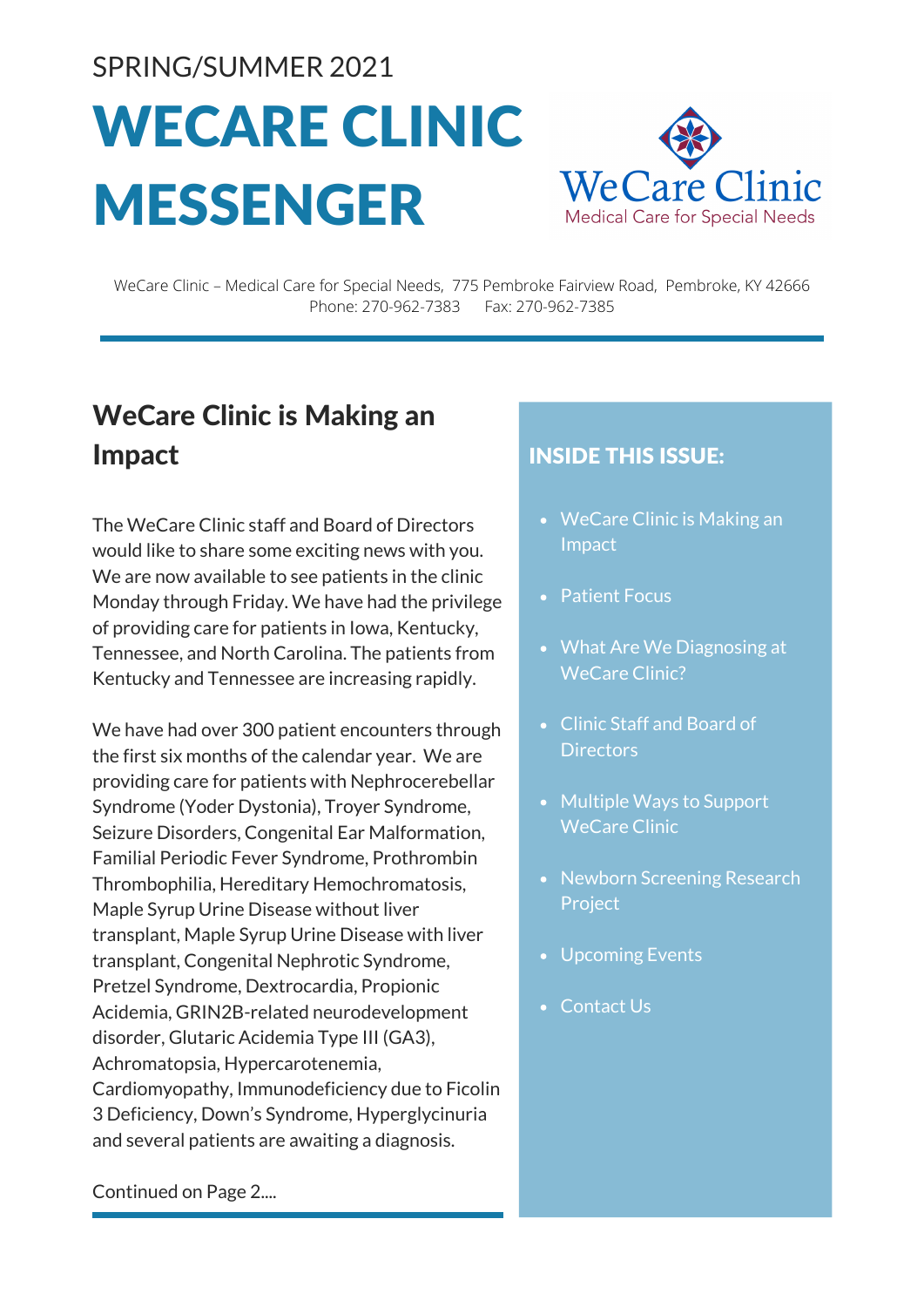SPRING/SUMMER 2021

# WECARE CLINIC MESSENGER

WeCare Clinic
Medical Care for Special Needs

WeCare Clinic – Medical Care for Special Needs, 775 Pembroke Fairview Road, Pembroke, KY 42666
Phone: 270-962-7383 Fax: 270-962-7385

## WeCare Clinic is Making an Impact

The WeCare Clinic staff and Board of Directors would like to share some exciting news with you. We are now available to see patients in the clinic Monday through Friday. We have had the privilege of providing care for patients in Iowa, Kentucky, Tennessee, and North Carolina. The patients from Kentucky and Tennessee are increasing rapidly.

We have had over 300 patient encounters through the first six months of the calendar year. We are providing care for patients with Nephrocerebellar Syndrome (Yoder Dystonia), Troyer Syndrome, Seizure Disorders, Congenital Ear Malformation, Familial Periodic Fever Syndrome, Prothrombin Thrombophilia, Hereditary Hemochromatosis, Maple Syrup Urine Disease without liver transplant, Maple Syrup Urine Disease with liver transplant, Congenital Nephrotic Syndrome, Pretzel Syndrome, Dextrocardia, Propionic Acidemia, GRIN2B-related neurodevelopment disorder, Glutaric Acidemia Type III (GA3), Achromatopsia, Hypercarotenemia, Cardiomyopathy, Immunodeficiency due to Ficolin 3 Deficiency, Down's Syndrome, Hyperglycinuria and several patients are awaiting a diagnosis.

Continued on Page 2....

## INSIDE THIS ISSUE:

- WeCare Clinic is Making an Impact
- Patient Focus
- What Are We Diagnosing at WeCare Clinic?
- Clinic Staff and Board of Directors
- Multiple Ways to Support WeCare Clinic
- Newborn Screening Research Project
- Upcoming Events
- Contact Us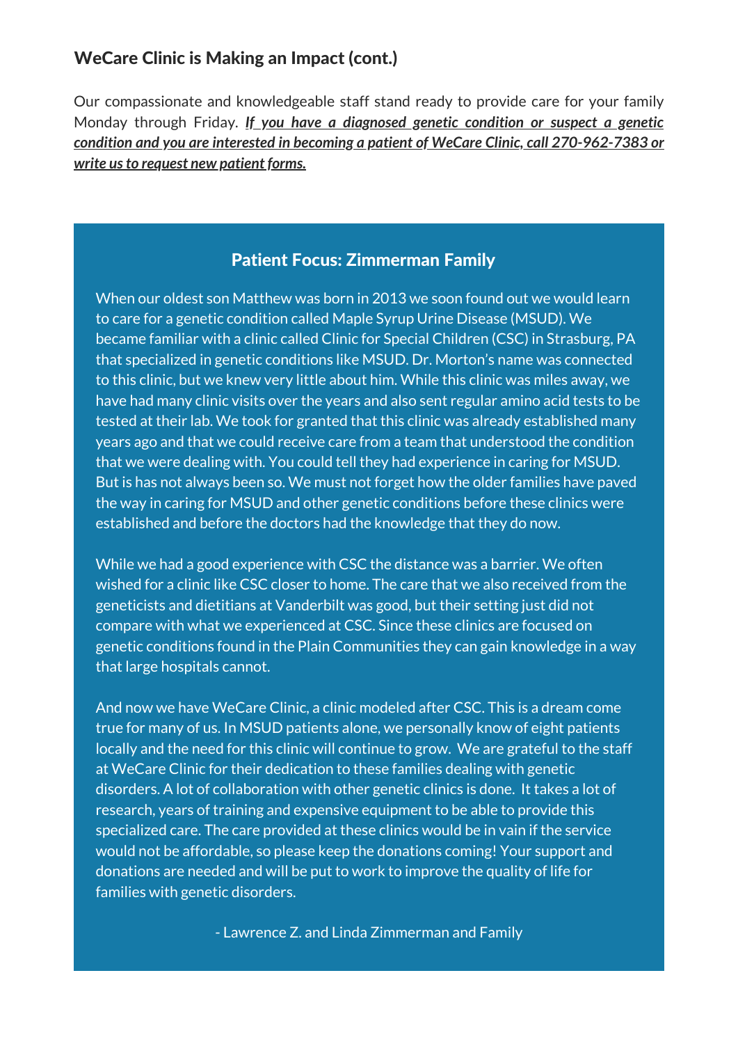## WeCare Clinic is Making an Impact (cont.)

Our compassionate and knowledgeable staff stand ready to provide care for your family Monday through Friday. ***If you have a diagnosed genetic condition or suspect a genetic condition and you are interested in becoming a patient of WeCare Clinic, call 270-962-7383 or write us to request new patient forms.***

### Patient Focus: Zimmerman Family

When our oldest son Matthew was born in 2013 we soon found out we would learn to care for a genetic condition called Maple Syrup Urine Disease (MSUD). We became familiar with a clinic called Clinic for Special Children (CSC) in Strasburg, PA that specialized in genetic conditions like MSUD. Dr. Morton's name was connected to this clinic, but we knew very little about him. While this clinic was miles away, we have had many clinic visits over the years and also sent regular amino acid tests to be tested at their lab. We took for granted that this clinic was already established many years ago and that we could receive care from a team that understood the condition that we were dealing with. You could tell they had experience in caring for MSUD. But is has not always been so. We must not forget how the older families have paved the way in caring for MSUD and other genetic conditions before these clinics were established and before the doctors had the knowledge that they do now.

While we had a good experience with CSC the distance was a barrier. We often wished for a clinic like CSC closer to home. The care that we also received from the geneticists and dietitians at Vanderbilt was good, but their setting just did not compare with what we experienced at CSC. Since these clinics are focused on genetic conditions found in the Plain Communities they can gain knowledge in a way that large hospitals cannot.

And now we have WeCare Clinic, a clinic modeled after CSC. This is a dream come true for many of us. In MSUD patients alone, we personally know of eight patients locally and the need for this clinic will continue to grow. We are grateful to the staff at WeCare Clinic for their dedication to these families dealing with genetic disorders. A lot of collaboration with other genetic clinics is done. It takes a lot of research, years of training and expensive equipment to be able to provide this specialized care. The care provided at these clinics would be in vain if the service would not be affordable, so please keep the donations coming! Your support and donations are needed and will be put to work to improve the quality of life for families with genetic disorders.

- Lawrence Z. and Linda Zimmerman and Family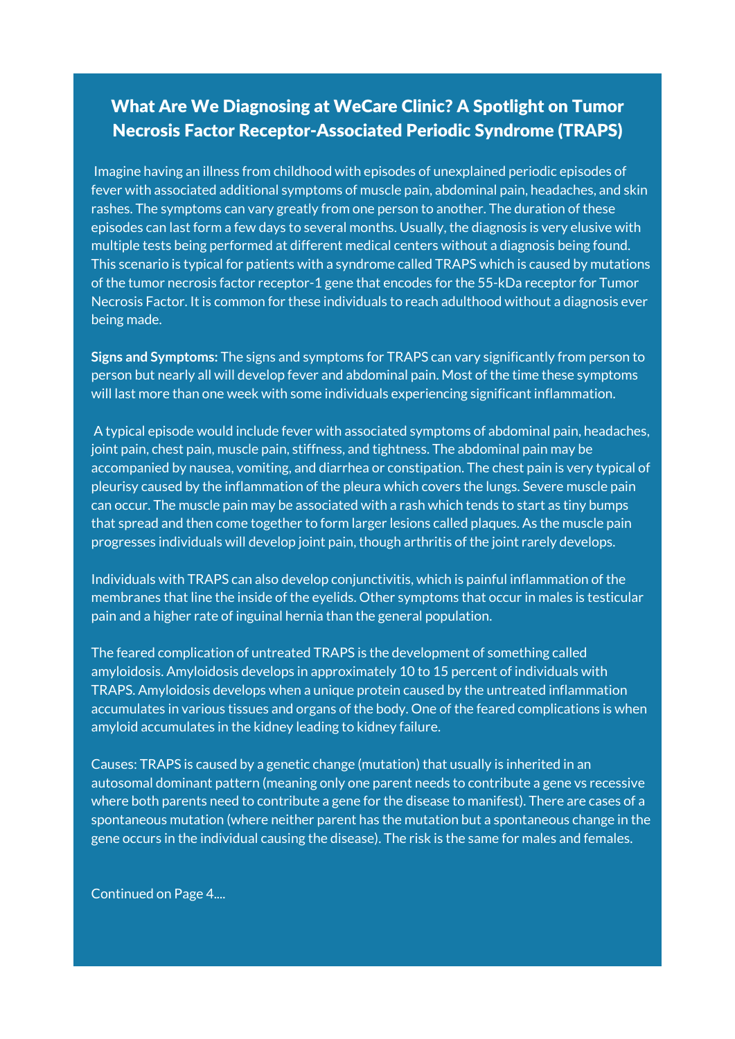## What Are We Diagnosing at WeCare Clinic? A Spotlight on Tumor Necrosis Factor Receptor-Associated Periodic Syndrome (TRAPS)

Imagine having an illness from childhood with episodes of unexplained periodic episodes of fever with associated additional symptoms of muscle pain, abdominal pain, headaches, and skin rashes. The symptoms can vary greatly from one person to another. The duration of these episodes can last form a few days to several months. Usually, the diagnosis is very elusive with multiple tests being performed at different medical centers without a diagnosis being found. This scenario is typical for patients with a syndrome called TRAPS which is caused by mutations of the tumor necrosis factor receptor-1 gene that encodes for the 55-kDa receptor for Tumor Necrosis Factor. It is common for these individuals to reach adulthood without a diagnosis ever being made.

**Signs and Symptoms:** The signs and symptoms for TRAPS can vary significantly from person to person but nearly all will develop fever and abdominal pain. Most of the time these symptoms will last more than one week with some individuals experiencing significant inflammation.

A typical episode would include fever with associated symptoms of abdominal pain, headaches, joint pain, chest pain, muscle pain, stiffness, and tightness. The abdominal pain may be accompanied by nausea, vomiting, and diarrhea or constipation. The chest pain is very typical of pleurisy caused by the inflammation of the pleura which covers the lungs. Severe muscle pain can occur. The muscle pain may be associated with a rash which tends to start as tiny bumps that spread and then come together to form larger lesions called plaques. As the muscle pain progresses individuals will develop joint pain, though arthritis of the joint rarely develops.

Individuals with TRAPS can also develop conjunctivitis, which is painful inflammation of the membranes that line the inside of the eyelids. Other symptoms that occur in males is testicular pain and a higher rate of inguinal hernia than the general population.

The feared complication of untreated TRAPS is the development of something called amyloidosis. Amyloidosis develops in approximately 10 to 15 percent of individuals with TRAPS. Amyloidosis develops when a unique protein caused by the untreated inflammation accumulates in various tissues and organs of the body. One of the feared complications is when amyloid accumulates in the kidney leading to kidney failure.

Causes: TRAPS is caused by a genetic change (mutation) that usually is inherited in an autosomal dominant pattern (meaning only one parent needs to contribute a gene vs recessive where both parents need to contribute a gene for the disease to manifest). There are cases of a spontaneous mutation (where neither parent has the mutation but a spontaneous change in the gene occurs in the individual causing the disease). The risk is the same for males and females.

Continued on Page 4....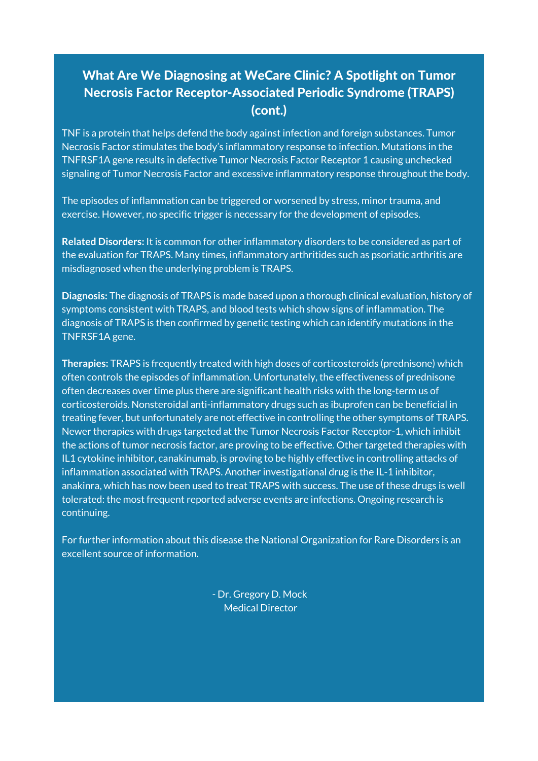## What Are We Diagnosing at WeCare Clinic? A Spotlight on Tumor Necrosis Factor Receptor-Associated Periodic Syndrome (TRAPS) (cont.)

TNF is a protein that helps defend the body against infection and foreign substances. Tumor Necrosis Factor stimulates the body's inflammatory response to infection. Mutations in the TNFRSF1A gene results in defective Tumor Necrosis Factor Receptor 1 causing unchecked signaling of Tumor Necrosis Factor and excessive inflammatory response throughout the body.

The episodes of inflammation can be triggered or worsened by stress, minor trauma, and exercise. However, no specific trigger is necessary for the development of episodes.

**Related Disorders:** It is common for other inflammatory disorders to be considered as part of the evaluation for TRAPS. Many times, inflammatory arthritides such as psoriatic arthritis are misdiagnosed when the underlying problem is TRAPS.

**Diagnosis:** The diagnosis of TRAPS is made based upon a thorough clinical evaluation, history of symptoms consistent with TRAPS, and blood tests which show signs of inflammation. The diagnosis of TRAPS is then confirmed by genetic testing which can identify mutations in the TNFRSF1A gene.

**Therapies:** TRAPS is frequently treated with high doses of corticosteroids (prednisone) which often controls the episodes of inflammation. Unfortunately, the effectiveness of prednisone often decreases over time plus there are significant health risks with the long-term us of corticosteroids. Nonsteroidal anti-inflammatory drugs such as ibuprofen can be beneficial in treating fever, but unfortunately are not effective in controlling the other symptoms of TRAPS. Newer therapies with drugs targeted at the Tumor Necrosis Factor Receptor-1, which inhibit the actions of tumor necrosis factor, are proving to be effective. Other targeted therapies with IL1 cytokine inhibitor, canakinumab, is proving to be highly effective in controlling attacks of inflammation associated with TRAPS. Another investigational drug is the IL-1 inhibitor, anakinra, which has now been used to treat TRAPS with success. The use of these drugs is well tolerated: the most frequent reported adverse events are infections. Ongoing research is continuing.

For further information about this disease the National Organization for Rare Disorders is an excellent source of information.

- Dr. Gregory D. Mock  
Medical Director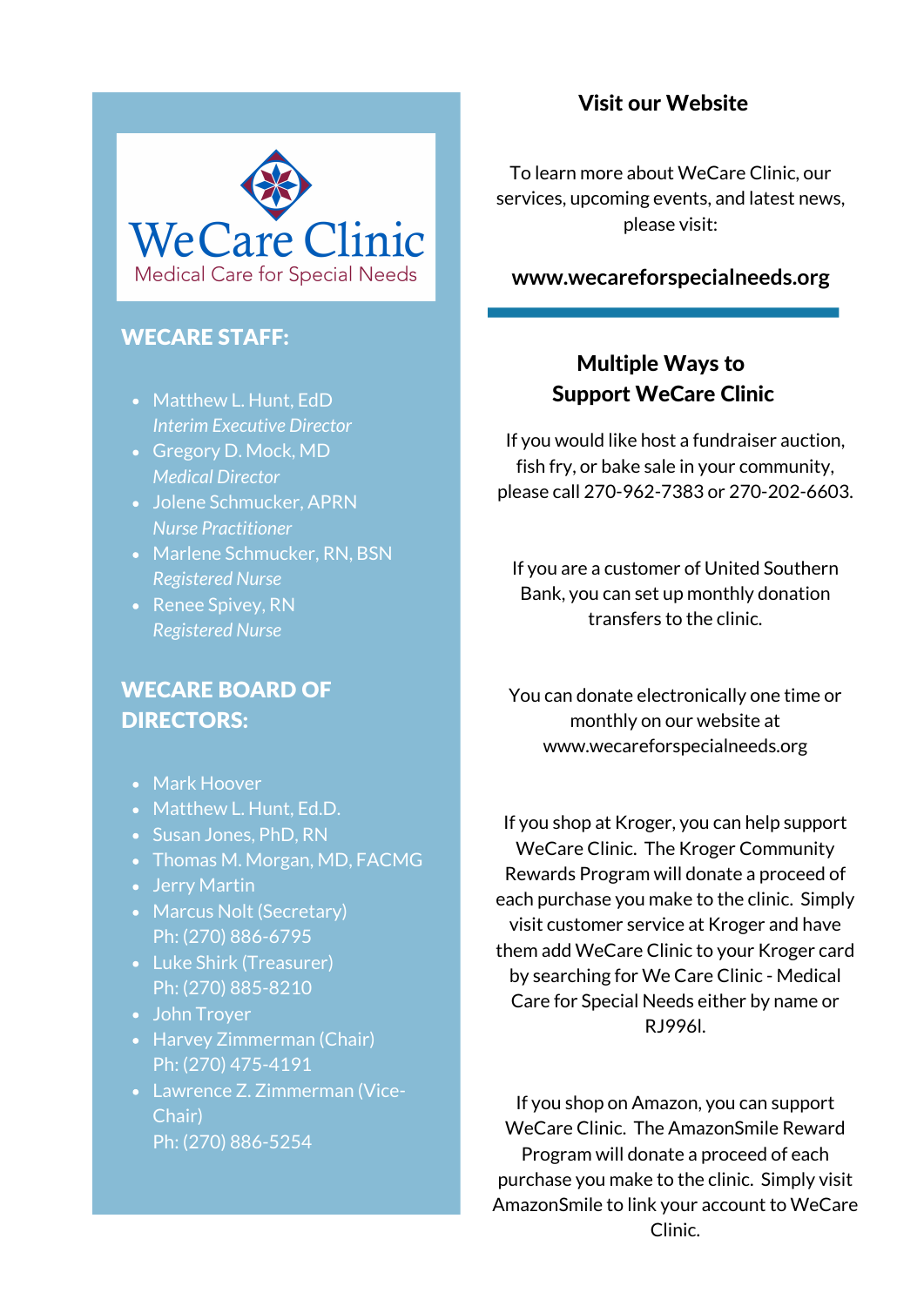# WeCare Clinic

Medical Care for Special Needs

## WECARE STAFF:

- Matthew L. Hunt, EdD
  *Interim Executive Director*
- Gregory D. Mock, MD
  *Medical Director*
- Jolene Schmucker, APRN
  *Nurse Practitioner*
- Marlene Schmucker, RN, BSN
  *Registered Nurse*
- Renee Spivey, RN
  *Registered Nurse*

## WECARE BOARD OF DIRECTORS:

- Mark Hoover
- Matthew L. Hunt, Ed.D.
- Susan Jones, PhD, RN
- Thomas M. Morgan, MD, FACMG
- Jerry Martin
- Marcus Nolt (Secretary)
  Ph: (270) 886-6795
- Luke Shirk (Treasurer)
  Ph: (270) 885-8210
- John Troyer
- Harvey Zimmerman (Chair)
  Ph: (270) 475-4191
- Lawrence Z. Zimmerman (Vice-Chair)
  Ph: (270) 886-5254

## Visit our Website

To learn more about WeCare Clinic, our services, upcoming events, and latest news, please visit:

**www.wecareforspecialneeds.org**

## Multiple Ways to Support WeCare Clinic

If you would like host a fundraiser auction, fish fry, or bake sale in your community, please call 270-962-7383 or 270-202-6603.

If you are a customer of United Southern Bank, you can set up monthly donation transfers to the clinic.

You can donate electronically one time or monthly on our website at www.wecareforspecialneeds.org

If you shop at Kroger, you can help support WeCare Clinic. The Kroger Community Rewards Program will donate a proceed of each purchase you make to the clinic. Simply visit customer service at Kroger and have them add WeCare Clinic to your Kroger card by searching for We Care Clinic - Medical Care for Special Needs either by name or RJ996I.

If you shop on Amazon, you can support WeCare Clinic. The AmazonSmile Reward Program will donate a proceed of each purchase you make to the clinic. Simply visit AmazonSmile to link your account to WeCare Clinic.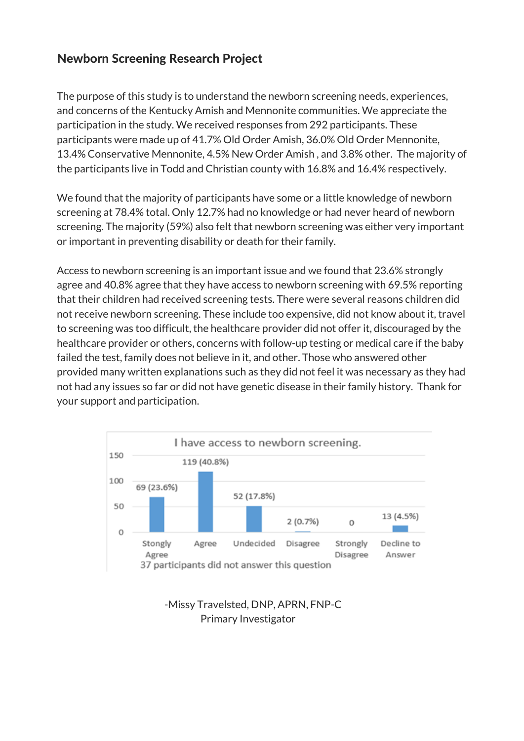## Newborn Screening Research Project

The purpose of this study is to understand the newborn screening needs, experiences, and concerns of the Kentucky Amish and Mennonite communities. We appreciate the participation in the study. We received responses from 292 participants. These participants were made up of 41.7% Old Order Amish, 36.0% Old Order Mennonite, 13.4% Conservative Mennonite, 4.5% New Order Amish , and 3.8% other. The majority of the participants live in Todd and Christian county with 16.8% and 16.4% respectively.

We found that the majority of participants have some or a little knowledge of newborn screening at 78.4% total. Only 12.7% had no knowledge or had never heard of newborn screening. The majority (59%) also felt that newborn screening was either very important or important in preventing disability or death for their family.

Access to newborn screening is an important issue and we found that 23.6% strongly agree and 40.8% agree that they have access to newborn screening with 69.5% reporting that their children had received screening tests. There were several reasons children did not receive newborn screening. These include too expensive, did not know about it, travel to screening was too difficult, the healthcare provider did not offer it, discouraged by the healthcare provider or others, concerns with follow-up testing or medical care if the baby failed the test, family does not believe in it, and other. Those who answered other provided many written explanations such as they did not feel it was necessary as they had not had any issues so far or did not have genetic disease in their family history. Thank for your support and participation.

**I have access to newborn screening.**

| Stongly Agree | Agree | Undecided | Disagree | Strongly Disagree | Decline to Answer |
|---|---|---|---|---|---|
| 69 (23.6%) | 119 (40.8%) | 52 (17.8%) | 2 (0.7%) | 0 | 13 (4.5%) |

37 participants did not answer this question

-Missy Travelsted, DNP, APRN, FNP-C
Primary Investigator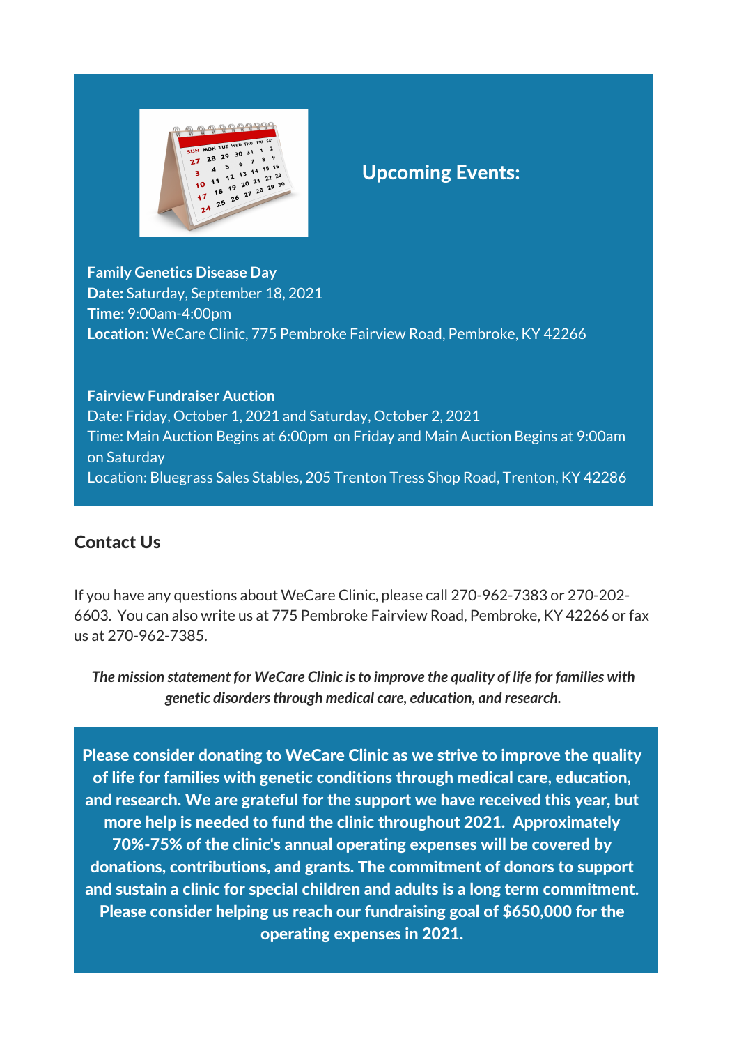## Upcoming Events:

**Family Genetics Disease Day**
**Date:** Saturday, September 18, 2021
**Time:** 9:00am-4:00pm
**Location:** WeCare Clinic, 775 Pembroke Fairview Road, Pembroke, KY 42266

**Fairview Fundraiser Auction**
Date: Friday, October 1, 2021 and Saturday, October 2, 2021
Time: Main Auction Begins at 6:00pm on Friday and Main Auction Begins at 9:00am on Saturday
Location: Bluegrass Sales Stables, 205 Trenton Tress Shop Road, Trenton, KY 42286

## Contact Us

If you have any questions about WeCare Clinic, please call 270-962-7383 or 270-202-6603. You can also write us at 775 Pembroke Fairview Road, Pembroke, KY 42266 or fax us at 270-962-7385.

***The mission statement for WeCare Clinic is to improve the quality of life for families with genetic disorders through medical care, education, and research.***

**Please consider donating to WeCare Clinic as we strive to improve the quality of life for families with genetic conditions through medical care, education, and research. We are grateful for the support we have received this year, but more help is needed to fund the clinic throughout 2021. Approximately 70%-75% of the clinic's annual operating expenses will be covered by donations, contributions, and grants. The commitment of donors to support and sustain a clinic for special children and adults is a long term commitment. Please consider helping us reach our fundraising goal of $650,000 for the operating expenses in 2021.**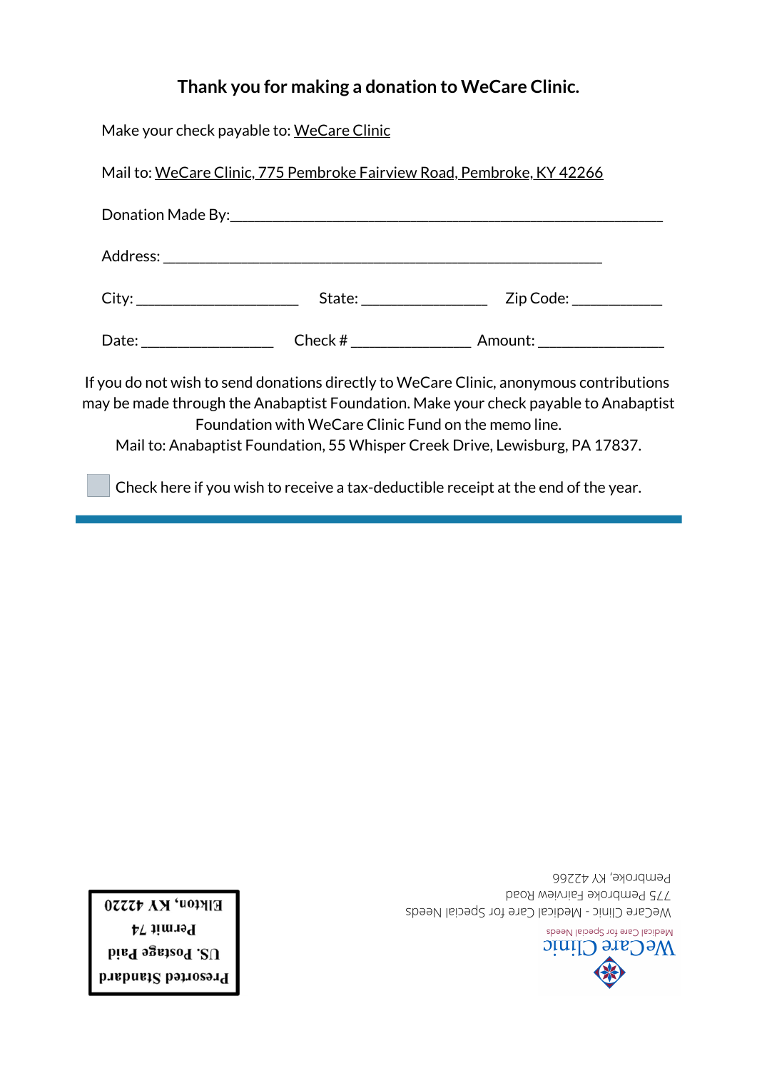**Thank you for making a donation to WeCare Clinic.**

Make your check payable to: WeCare Clinic

Mail to: WeCare Clinic, 775 Pembroke Fairview Road, Pembroke, KY 42266

Donation Made By:_______________________________________________

Address: _______________________________________________

City: ____________________ State: ________________ Zip Code: ___________

Date: ________________ Check # _______________ Amount: ________________

If you do not wish to send donations directly to WeCare Clinic, anonymous contributions may be made through the Anabaptist Foundation. Make your check payable to Anabaptist Foundation with WeCare Clinic Fund on the memo line.
Mail to: Anabaptist Foundation, 55 Whisper Creek Drive, Lewisburg, PA 17837.

☐ Check here if you wish to receive a tax-deductible receipt at the end of the year.

---

Presorted Standard
US. Postage Paid
Permit 74
Elkton, KY 42220

WeCare Clinic
Medical Care for Special Needs

WeCare Clinic - Medical Care for Special Needs
775 Pembroke Fairview Road
Pembroke, KY 42266